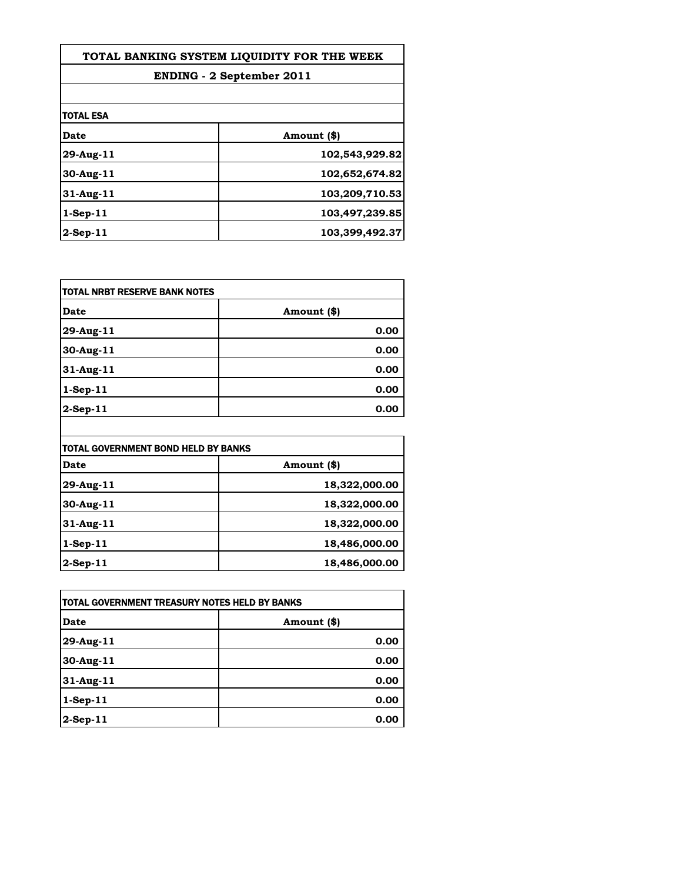# TOTAL BANKING SYSTEM LIQUIDITY FOR THE WEEK

## ENDING - 2 September 2011

**TOTAL ESA**

| Date | Amount ($) |
|---|---|
| 29-Aug-11 | 102,543,929.82 |
| 30-Aug-11 | 102,652,674.82 |
| 31-Aug-11 | 103,209,710.53 |
| 1-Sep-11 | 103,497,239.85 |
| 2-Sep-11 | 103,399,492.37 |

**TOTAL NRBT RESERVE BANK NOTES**

| Date | Amount ($) |
|---|---|
| 29-Aug-11 | 0.00 |
| 30-Aug-11 | 0.00 |
| 31-Aug-11 | 0.00 |
| 1-Sep-11 | 0.00 |
| 2-Sep-11 | 0.00 |

**TOTAL GOVERNMENT BOND HELD BY BANKS**

| Date | Amount ($) |
|---|---|
| 29-Aug-11 | 18,322,000.00 |
| 30-Aug-11 | 18,322,000.00 |
| 31-Aug-11 | 18,322,000.00 |
| 1-Sep-11 | 18,486,000.00 |
| 2-Sep-11 | 18,486,000.00 |

**TOTAL GOVERNMENT TREASURY NOTES HELD BY BANKS**

| Date | Amount ($) |
|---|---|
| 29-Aug-11 | 0.00 |
| 30-Aug-11 | 0.00 |
| 31-Aug-11 | 0.00 |
| 1-Sep-11 | 0.00 |
| 2-Sep-11 | 0.00 |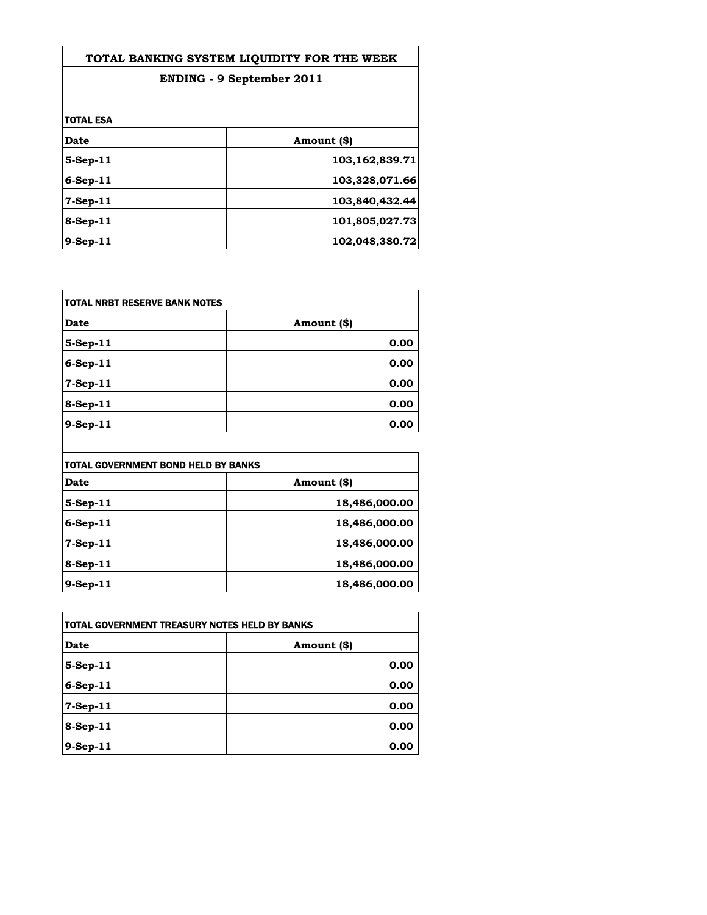# TOTAL BANKING SYSTEM LIQUIDITY FOR THE WEEK

## ENDING - 9 September 2011

**TOTAL ESA**

| Date | Amount ($) |
|---|---|
| 5-Sep-11 | 103,162,839.71 |
| 6-Sep-11 | 103,328,071.66 |
| 7-Sep-11 | 103,840,432.44 |
| 8-Sep-11 | 101,805,027.73 |
| 9-Sep-11 | 102,048,380.72 |

**TOTAL NRBT RESERVE BANK NOTES**

| Date | Amount ($) |
|---|---|
| 5-Sep-11 | 0.00 |
| 6-Sep-11 | 0.00 |
| 7-Sep-11 | 0.00 |
| 8-Sep-11 | 0.00 |
| 9-Sep-11 | 0.00 |

**TOTAL GOVERNMENT BOND HELD BY BANKS**

| Date | Amount ($) |
|---|---|
| 5-Sep-11 | 18,486,000.00 |
| 6-Sep-11 | 18,486,000.00 |
| 7-Sep-11 | 18,486,000.00 |
| 8-Sep-11 | 18,486,000.00 |
| 9-Sep-11 | 18,486,000.00 |

**TOTAL GOVERNMENT TREASURY NOTES HELD BY BANKS**

| Date | Amount ($) |
|---|---|
| 5-Sep-11 | 0.00 |
| 6-Sep-11 | 0.00 |
| 7-Sep-11 | 0.00 |
| 8-Sep-11 | 0.00 |
| 9-Sep-11 | 0.00 |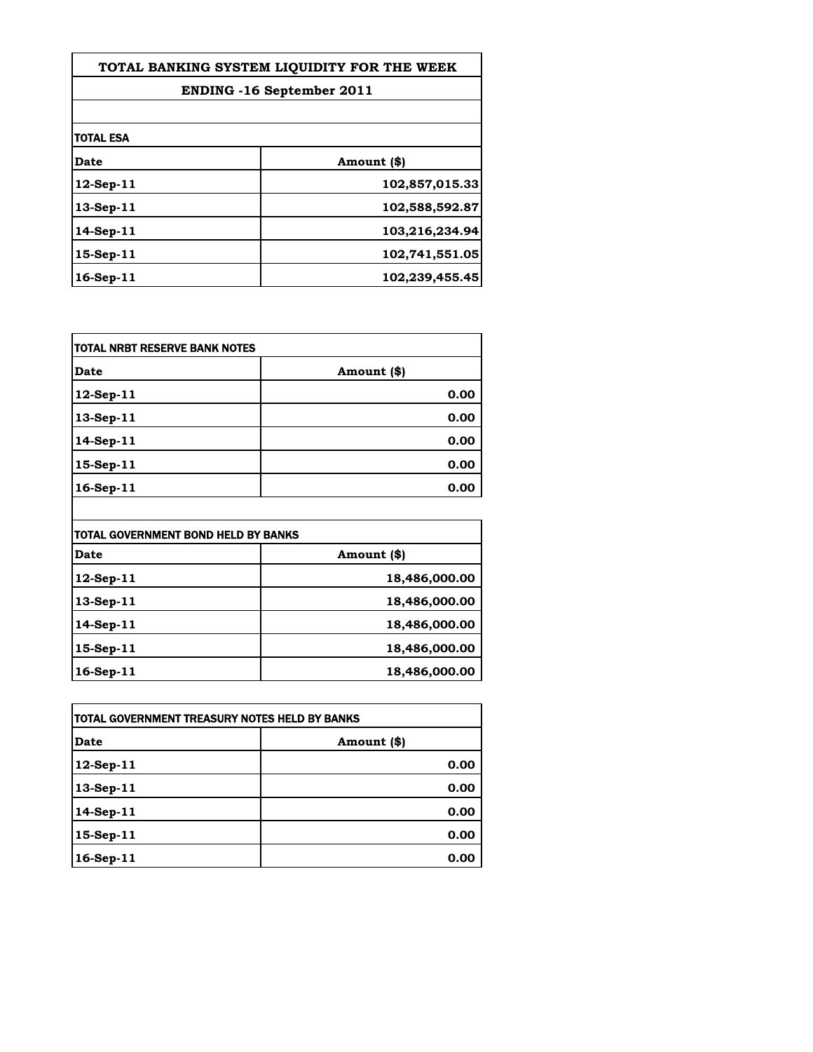## TOTAL BANKING SYSTEM LIQUIDITY FOR THE WEEK

### ENDING -16 September 2011

**TOTAL ESA**

| Date | Amount ($) |
|---|---|
| 12-Sep-11 | 102,857,015.33 |
| 13-Sep-11 | 102,588,592.87 |
| 14-Sep-11 | 103,216,234.94 |
| 15-Sep-11 | 102,741,551.05 |
| 16-Sep-11 | 102,239,455.45 |

**TOTAL NRBT RESERVE BANK NOTES**

| Date | Amount ($) |
|---|---|
| 12-Sep-11 | 0.00 |
| 13-Sep-11 | 0.00 |
| 14-Sep-11 | 0.00 |
| 15-Sep-11 | 0.00 |
| 16-Sep-11 | 0.00 |

**TOTAL GOVERNMENT BOND HELD BY BANKS**

| Date | Amount ($) |
|---|---|
| 12-Sep-11 | 18,486,000.00 |
| 13-Sep-11 | 18,486,000.00 |
| 14-Sep-11 | 18,486,000.00 |
| 15-Sep-11 | 18,486,000.00 |
| 16-Sep-11 | 18,486,000.00 |

**TOTAL GOVERNMENT TREASURY NOTES HELD BY BANKS**

| Date | Amount ($) |
|---|---|
| 12-Sep-11 | 0.00 |
| 13-Sep-11 | 0.00 |
| 14-Sep-11 | 0.00 |
| 15-Sep-11 | 0.00 |
| 16-Sep-11 | 0.00 |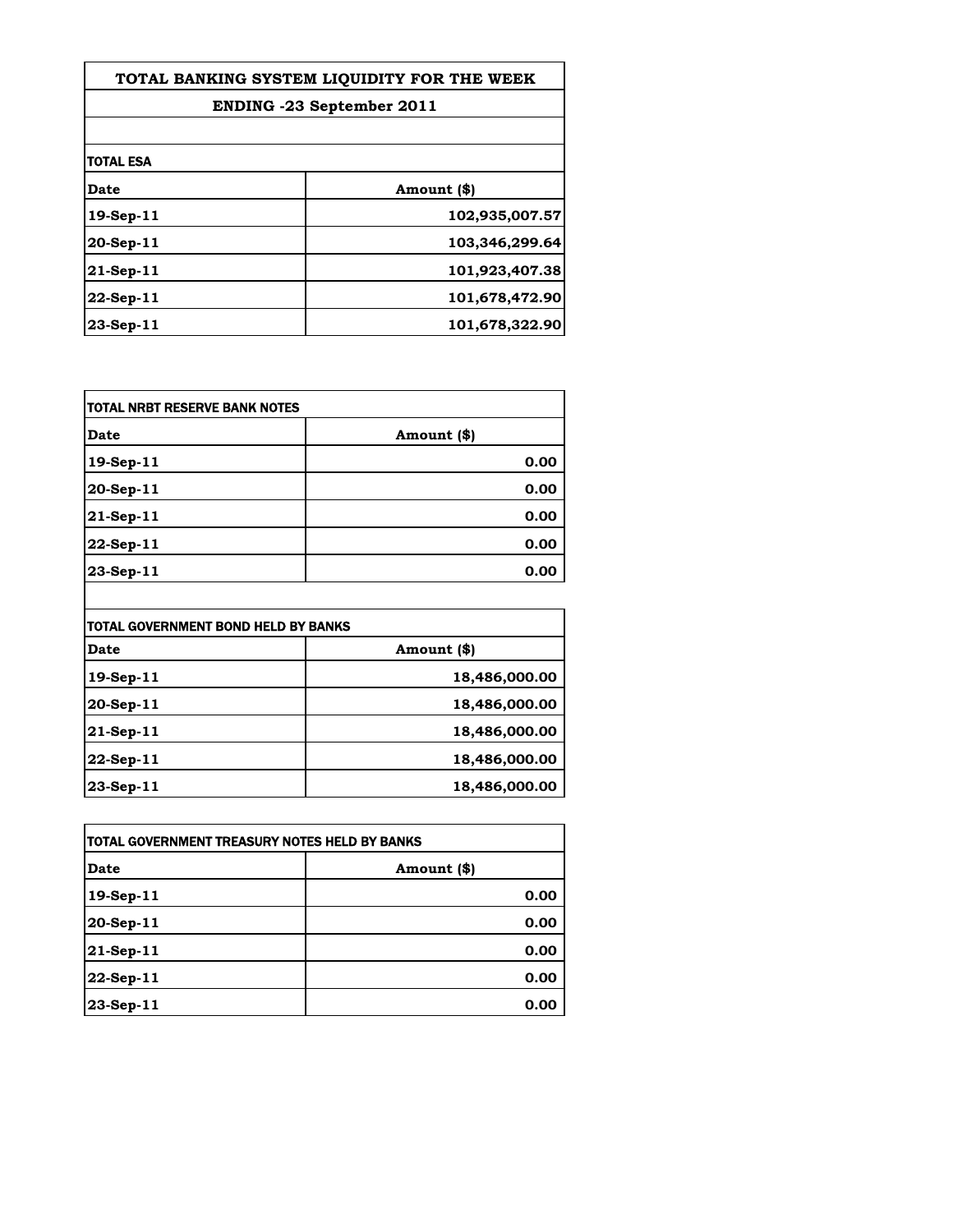# TOTAL BANKING SYSTEM LIQUIDITY FOR THE WEEK

## ENDING -23 September 2011

**TOTAL ESA**

| Date | Amount ($) |
|---|---|
| 19-Sep-11 | 102,935,007.57 |
| 20-Sep-11 | 103,346,299.64 |
| 21-Sep-11 | 101,923,407.38 |
| 22-Sep-11 | 101,678,472.90 |
| 23-Sep-11 | 101,678,322.90 |

**TOTAL NRBT RESERVE BANK NOTES**

| Date | Amount ($) |
|---|---|
| 19-Sep-11 | 0.00 |
| 20-Sep-11 | 0.00 |
| 21-Sep-11 | 0.00 |
| 22-Sep-11 | 0.00 |
| 23-Sep-11 | 0.00 |

**TOTAL GOVERNMENT BOND HELD BY BANKS**

| Date | Amount ($) |
|---|---|
| 19-Sep-11 | 18,486,000.00 |
| 20-Sep-11 | 18,486,000.00 |
| 21-Sep-11 | 18,486,000.00 |
| 22-Sep-11 | 18,486,000.00 |
| 23-Sep-11 | 18,486,000.00 |

**TOTAL GOVERNMENT TREASURY NOTES HELD BY BANKS**

| Date | Amount ($) |
|---|---|
| 19-Sep-11 | 0.00 |
| 20-Sep-11 | 0.00 |
| 21-Sep-11 | 0.00 |
| 22-Sep-11 | 0.00 |
| 23-Sep-11 | 0.00 |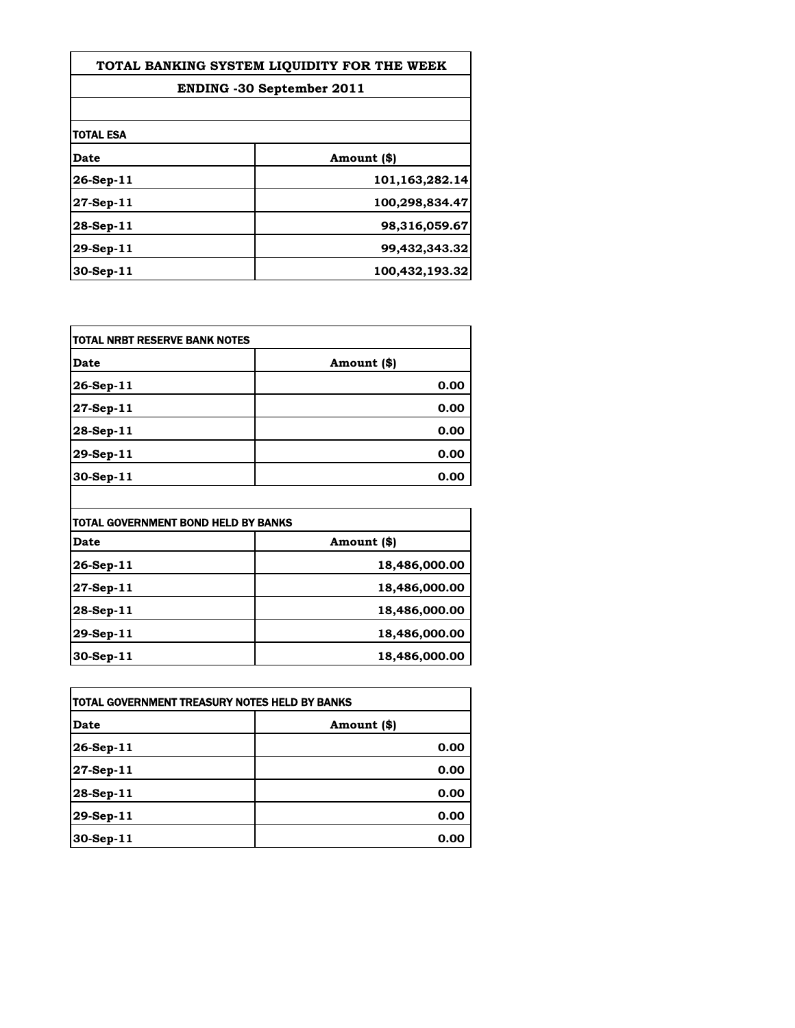# TOTAL BANKING SYSTEM LIQUIDITY FOR THE WEEK

## ENDING -30 September 2011

**TOTAL ESA**

| Date | Amount ($) |
|---|---|
| 26-Sep-11 | 101,163,282.14 |
| 27-Sep-11 | 100,298,834.47 |
| 28-Sep-11 | 98,316,059.67 |
| 29-Sep-11 | 99,432,343.32 |
| 30-Sep-11 | 100,432,193.32 |

**TOTAL NRBT RESERVE BANK NOTES**

| Date | Amount ($) |
|---|---|
| 26-Sep-11 | 0.00 |
| 27-Sep-11 | 0.00 |
| 28-Sep-11 | 0.00 |
| 29-Sep-11 | 0.00 |
| 30-Sep-11 | 0.00 |

**TOTAL GOVERNMENT BOND HELD BY BANKS**

| Date | Amount ($) |
|---|---|
| 26-Sep-11 | 18,486,000.00 |
| 27-Sep-11 | 18,486,000.00 |
| 28-Sep-11 | 18,486,000.00 |
| 29-Sep-11 | 18,486,000.00 |
| 30-Sep-11 | 18,486,000.00 |

**TOTAL GOVERNMENT TREASURY NOTES HELD BY BANKS**

| Date | Amount ($) |
|---|---|
| 26-Sep-11 | 0.00 |
| 27-Sep-11 | 0.00 |
| 28-Sep-11 | 0.00 |
| 29-Sep-11 | 0.00 |
| 30-Sep-11 | 0.00 |